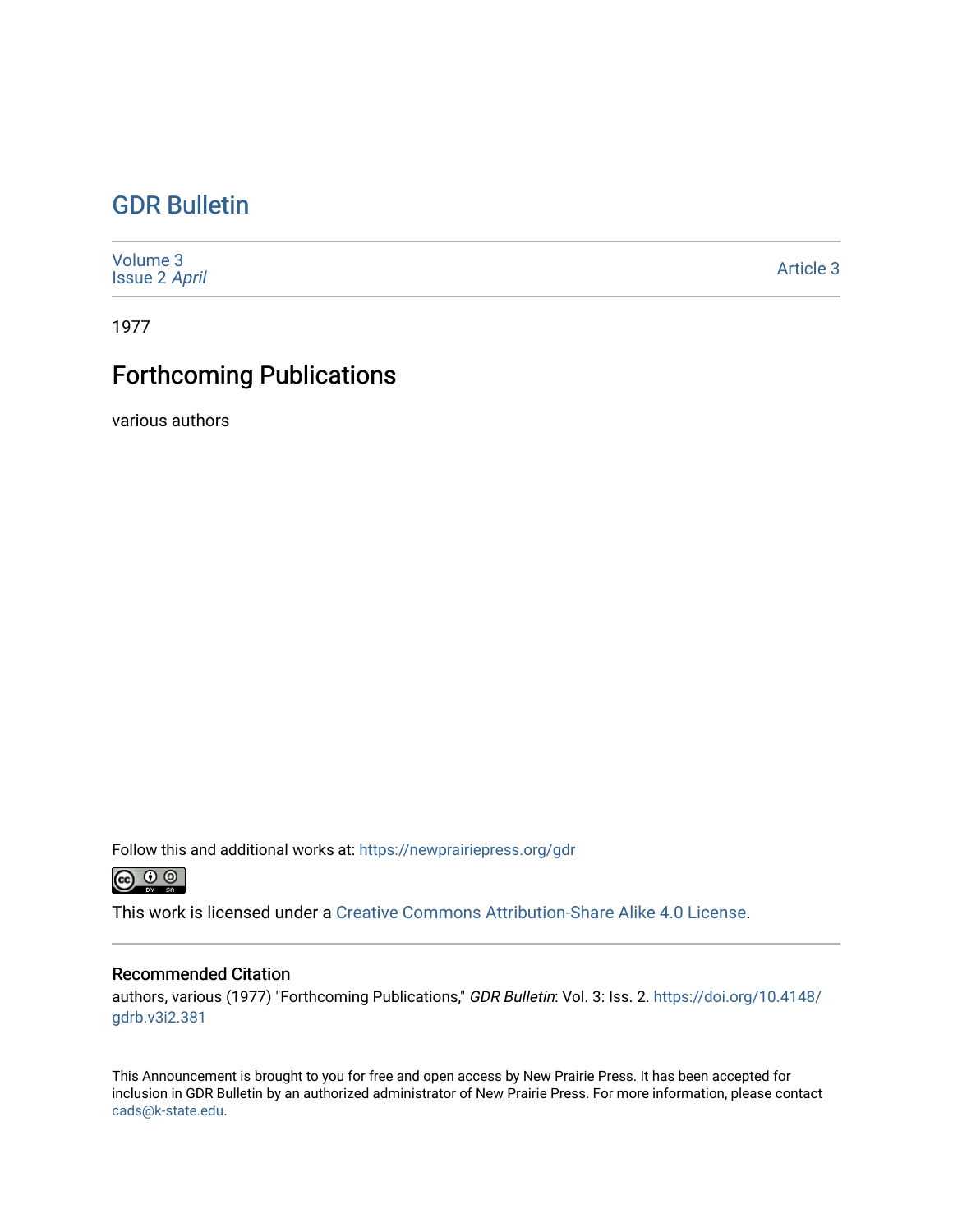# GDR Bulletin

Volume 3
Issue 2 *April*

Article 3

1977

## Forthcoming Publications

various authors

Follow this and additional works at: https://newprairiepress.org/gdr

This work is licensed under a Creative Commons Attribution-Share Alike 4.0 License.

### Recommended Citation

authors, various (1977) "Forthcoming Publications," *GDR Bulletin*: Vol. 3: Iss. 2. https://doi.org/10.4148/gdrb.v3i2.381

This Announcement is brought to you for free and open access by New Prairie Press. It has been accepted for inclusion in GDR Bulletin by an authorized administrator of New Prairie Press. For more information, please contact cads@k-state.edu.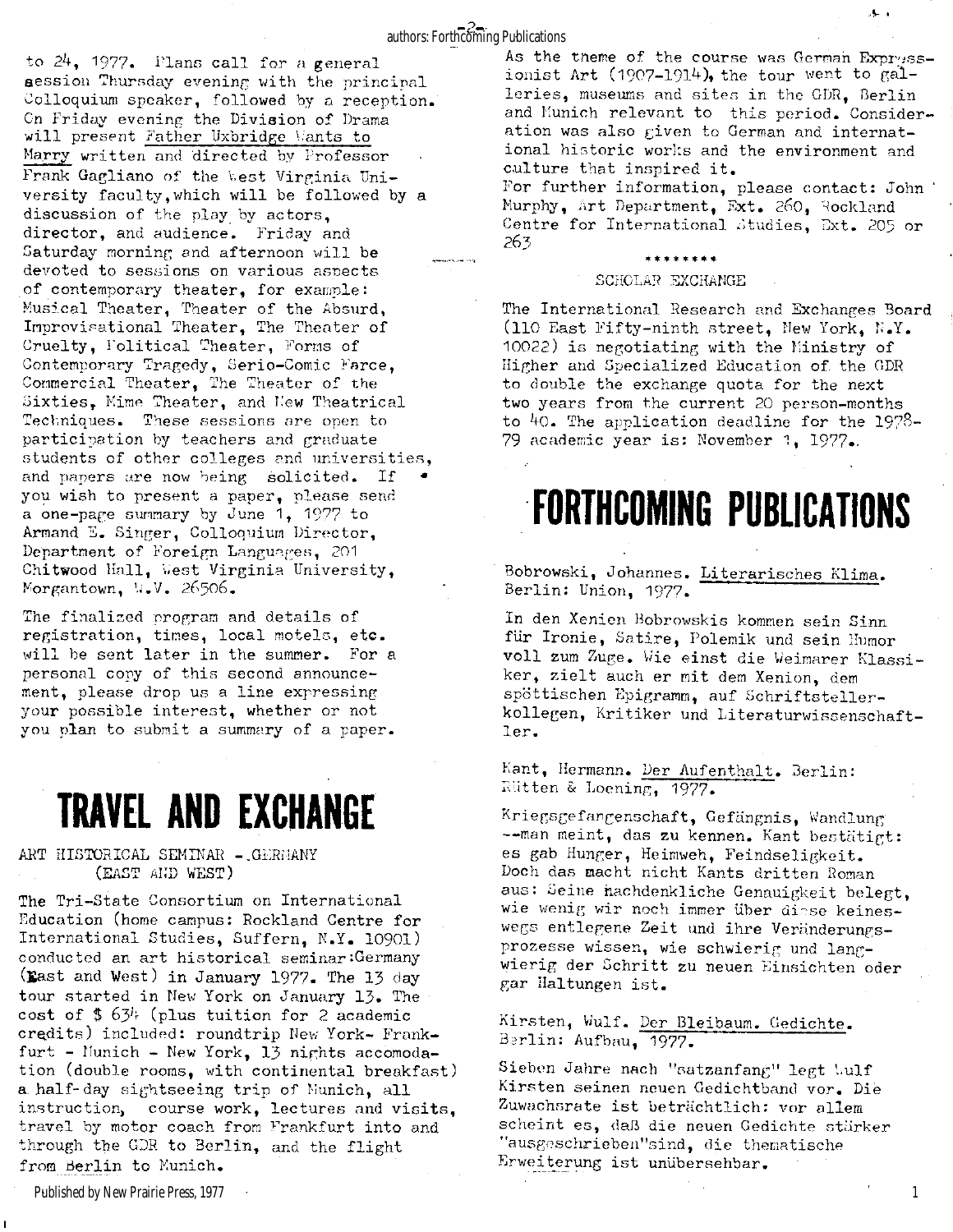to 24, 1977. Plans call for a general session Thursday evening with the principal Colloquium speaker, followed by a reception. On Friday evening the Division of Drama will present Father Uxbridge Wants to Marry written and directed by Professor Frank Gagliano of the West Virginia University faculty, which will be followed by a discussion of the play by actors, director, and audience. Friday and Saturday morning and afternoon will be devoted to sessions on various aspects of contemporary theater, for example: Musical Theater, Theater of the Absurd, Improvisational Theater, The Theater of Cruelty, Political Theater, Forms of Contemporary Tragedy, Serio-Comic Farce, Commercial Theater, The Theater of the Sixties, Mime Theater, and New Theatrical Techniques. These sessions are open to participation by teachers and graduate students of other colleges and universities, and papers are now being solicited. If you wish to present a paper, please send a one-page summary by June 1, 1977 to Armand E. Singer, Colloquium Director, Department of Foreign Languages, 201 Chitwood Hall, West Virginia University, Morgantown, W.V. 26506.

The finalized program and details of registration, times, local motels, etc. will be sent later in the summer. For a personal copy of this second announcement, please drop us a line expressing your possible interest, whether or not you plan to submit a summary of a paper.

# TRAVEL AND EXCHANGE

ART HISTORICAL SEMINAR - GERMANY (EAST AND WEST)

The Tri-State Consortium on International Education (home campus: Rockland Centre for International Studies, Suffern, N.Y. 10901) conducted an art historical seminar:Germany (East and West) in January 1977. The 13 day tour started in New York on January 13. The cost of $ 634 (plus tuition for 2 academic credits) included: roundtrip New York- Frankfurt - Munich - New York, 13 nights accomodation (double rooms, with continental breakfast) a half-day sightseeing trip of Munich, all instruction, course work, lectures and visits, travel by motor coach from Frankfurt into and through the GDR to Berlin, and the flight from Berlin to Munich.

As the theme of the course was German Expressionist Art (1907-1914), the tour went to galleries, museums and sites in the GDR, Berlin and Munich relevant to this period. Consideration was also given to German and international historic works and the environment and culture that inspired it.

For further information, please contact: John Murphy, Art Department, Ext. 260, Rockland Centre for International Studies, Ext. 205 or 263

********

SCHOLAR EXCHANGE

The International Research and Exchanges Board (110 East Fifty-ninth street, New York, N.Y. 10022) is negotiating with the Ministry of Higher and Specialized Education of the GDR to double the exchange quota for the next two years from the current 20 person-months to 40. The application deadline for the 1978-79 academic year is: November 1, 1977.

# FORTHCOMING PUBLICATIONS

Bobrowski, Johannes. Literarisches Klima. Berlin: Union, 1977.

In den Xenien Bobrowskis kommen sein Sinn für Ironie, Satire, Polemik und sein Humor voll zum Zuge. Wie einst die Weimarer Klassiker, zielt auch er mit dem Xenion, dem spöttischen Epigramm, auf Schriftstellerkollegen, Kritiker und Literaturwissenschaftler.

Kant, Hermann. Der Aufenthalt. Berlin: Rütten & Loening, 1977.

Kriegsgefangenschaft, Gefängnis, Wandlung --man meint, das zu kennen. Kant bestätigt: es gab Hunger, Heimweh, Feindseligkeit. Doch das macht nicht Kants dritten Roman aus: Seine nachdenkliche Genauigkeit belegt, wie wenig wir noch immer über diese keineswegs entlegene Zeit und ihre Veränderungsprozesse wissen, wie schwierig und langwierig der Schritt zu neuen Einsichten oder gar Haltungen ist.

Kirsten, Wulf. Der Bleibaum. Gedichte. Berlin: Aufbau, 1977.

Sieben Jahre nach "satzanfang" legt Wulf Kirsten seinen neuen Gedichtband vor. Die Zuwachsrate ist beträchtlich: vor allem scheint es, daß die neuen Gedichte stärker "ausgeschrieben"sind, die thematische Erweiterung ist unübersehbar.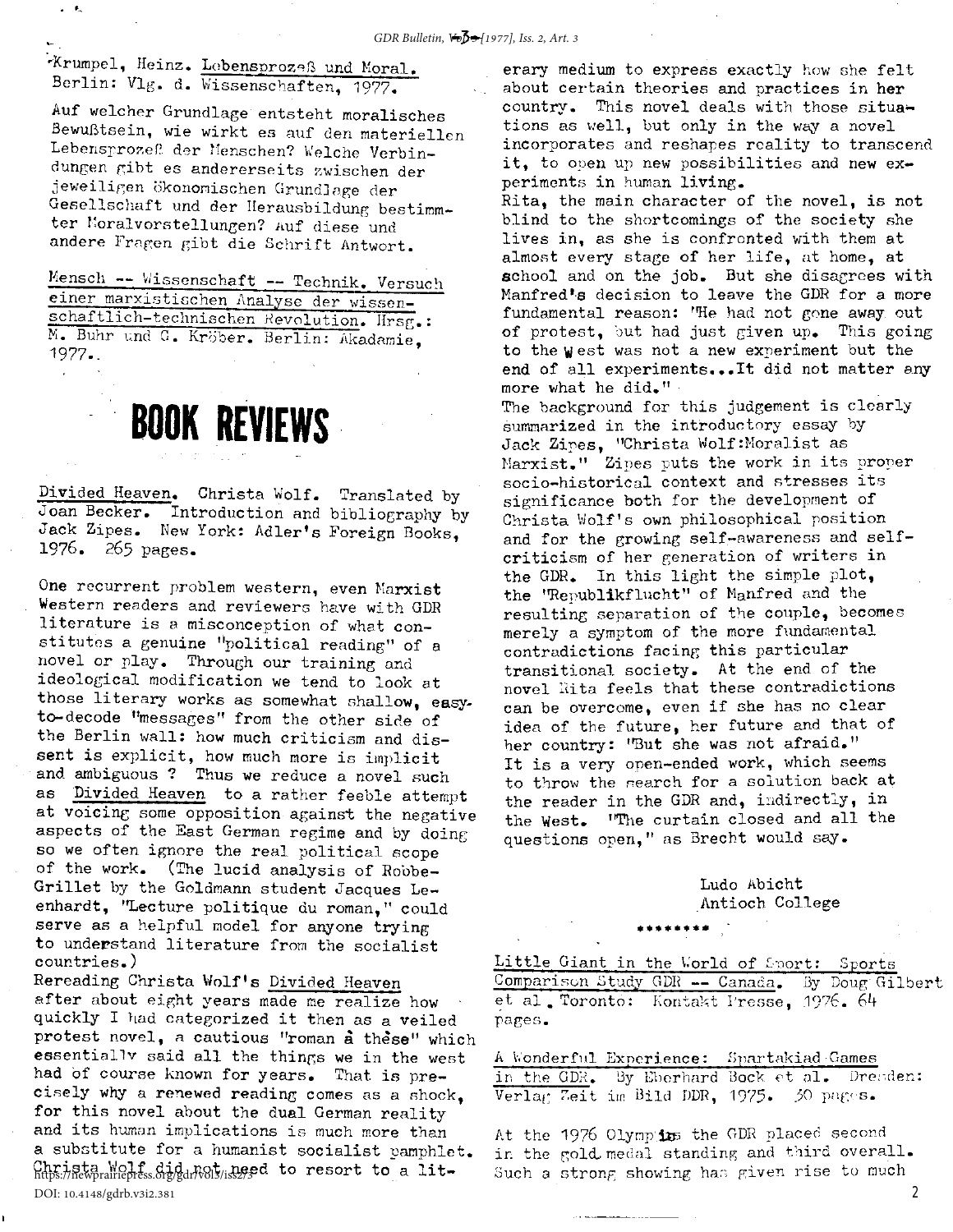Krumpel, Heinz. Lebensprozeß und Moral. Berlin: Vlg. d. Wissenschaften, 1977.

Auf welcher Grundlage entsteht moralisches Bewußtsein, wie wirkt es auf den materiellen Lebensprozeß der Menschen? Welche Verbindungen gibt es andererseits zwischen der jeweiligen ökonomischen Grundlage der Gesellschaft und der Herausbildung bestimmter Moralvorstellungen? Auf diese und andere Fragen gibt die Schrift Antwort.

Mensch -- Wissenschaft -- Technik. Versuch einer marxistischen Analyse der wissenschaftlich-technischen Revolution. Hrsg.: M. Buhr und G. Kröber. Berlin: Akademie, 1977.

# BOOK REVIEWS

Divided Heaven. Christa Wolf. Translated by Joan Becker. Introduction and bibliography by Jack Zipes. New York: Adler's Foreign Books, 1976. 265 pages.

One recurrent problem western, even Marxist Western readers and reviewers have with GDR literature is a misconception of what constitutes a genuine "political reading" of a novel or play. Through our training and ideological modification we tend to look at those literary works as somewhat shallow, easy-to-decode "messages" from the other side of the Berlin wall: how much criticism and dissent is explicit, how much more is implicit and ambiguous ? Thus we reduce a novel such as Divided Heaven to a rather feeble attempt at voicing some opposition against the negative aspects of the East German regime and by doing so we often ignore the real political scope of the work. (The lucid analysis of Robbe-Grillet by the Goldmann student Jacques Leenhardt, "Lecture politique du roman," could serve as a helpful model for anyone trying to understand literature from the socialist countries.)
Rereading Christa Wolf's Divided Heaven after about eight years made me realize how quickly I had categorized it then as a veiled protest novel, a cautious "roman à thèse" which essentially said all the things we in the west had of course known for years. That is precisely why a renewed reading comes as a shock, for this novel about the dual German reality and its human implications is much more than a substitute for a humanist socialist pamphlet. Christa Wolf did not need to resort to a literary medium to express exactly how she felt about certain theories and practices in her country. This novel deals with those situations as well, but only in the way a novel incorporates and reshapes reality to transcend it, to open up new possibilities and new experiments in human living.
Rita, the main character of the novel, is not blind to the shortcomings of the society she lives in, as she is confronted with them at almost every stage of her life, at home, at school and on the job. But she disagrees with Manfred's decision to leave the GDR for a more fundamental reason: "He had not gone away out of protest, but had just given up. This going to the West was not a new experiment but the end of all experiments...It did not matter any more what he did."
The background for this judgement is clearly summarized in the introductory essay by Jack Zipes, "Christa Wolf:Moralist as Marxist." Zipes puts the work in its proper socio-historical context and stresses its significance both for the development of Christa Wolf's own philosophical position and for the growing self-awareness and self-criticism of her generation of writers in the GDR. In this light the simple plot, the "Republikflucht" of Manfred and the resulting separation of the couple, becomes merely a symptom of the more fundamental contradictions facing this particular transitional society. At the end of the novel Rita feels that these contradictions can be overcome, even if she has no clear idea of the future, her future and that of her country: "But she was not afraid."
It is a very open-ended work, which seems to throw the search for a solution back at the reader in the GDR and, indirectly, in the West. "The curtain closed and all the questions open," as Brecht would say.

Ludo Abicht
Antioch College

********

Little Giant in the World of Sport: Sports Comparison Study GDR -- Canada. By Doug Gilbert et al. Toronto: Kontakt Presse, 1976. 64 pages.

A Wonderful Experience: Spartakiad Games in the GDR. By Eberhard Bock et al. Dresden: Verlag Zeit im Bild DDR, 1975. 30 pages.

At the 1976 Olympics the GDR placed second in the gold medal standing and third overall. Such a strong showing has given rise to much